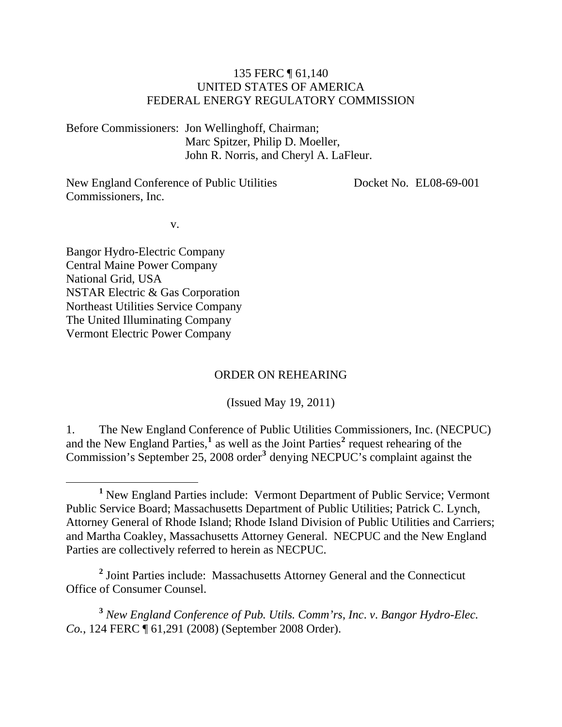135 FERC ¶ 61,140
UNITED STATES OF AMERICA
FEDERAL ENERGY REGULATORY COMMISSION

Before Commissioners: Jon Wellinghoff, Chairman;
Marc Spitzer, Philip D. Moeller,
John R. Norris, and Cheryl A. LaFleur.

New England Conference of Public Utilities Commissioners, Inc. — Docket No. EL08-69-001

v.

Bangor Hydro-Electric Company
Central Maine Power Company
National Grid, USA
NSTAR Electric & Gas Corporation
Northeast Utilities Service Company
The United Illuminating Company
Vermont Electric Power Company

ORDER ON REHEARING

(Issued May 19, 2011)

1. The New England Conference of Public Utilities Commissioners, Inc. (NECPUC) and the New England Parties,[1] as well as the Joint Parties[2] request rehearing of the Commission's September 25, 2008 order[3] denying NECPUC's complaint against the

[1] New England Parties include: Vermont Department of Public Service; Vermont Public Service Board; Massachusetts Department of Public Utilities; Patrick C. Lynch, Attorney General of Rhode Island; Rhode Island Division of Public Utilities and Carriers; and Martha Coakley, Massachusetts Attorney General. NECPUC and the New England Parties are collectively referred to herein as NECPUC.

[2] Joint Parties include: Massachusetts Attorney General and the Connecticut Office of Consumer Counsel.

[3] *New England Conference of Pub. Utils. Comm'rs, Inc. v. Bangor Hydro-Elec. Co.*, 124 FERC ¶ 61,291 (2008) (September 2008 Order).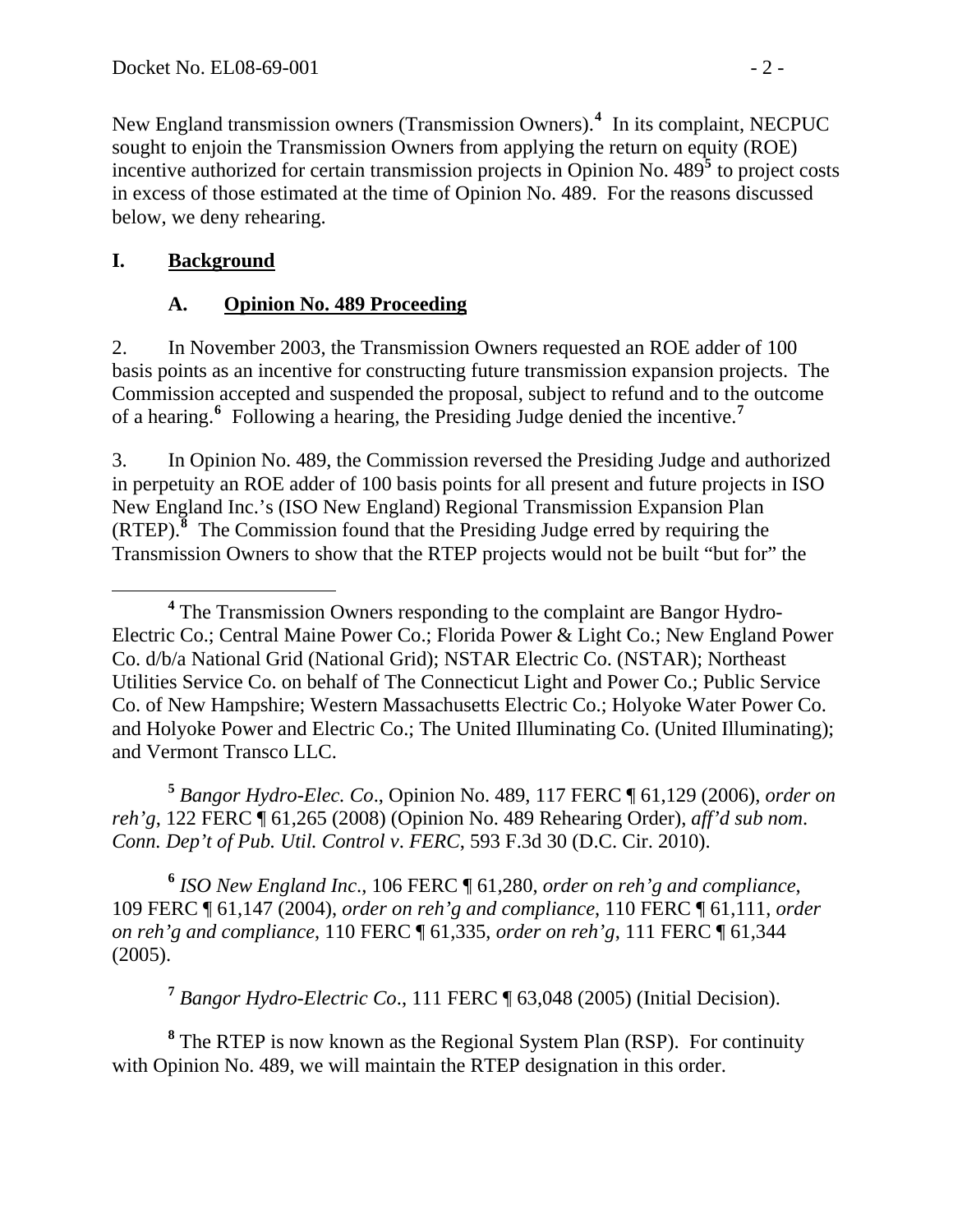New England transmission owners (Transmission Owners).[4] In its complaint, NECPUC sought to enjoin the Transmission Owners from applying the return on equity (ROE) incentive authorized for certain transmission projects in Opinion No. 489[5] to project costs in excess of those estimated at the time of Opinion No. 489. For the reasons discussed below, we deny rehearing.

## I. Background

### A. Opinion No. 489 Proceeding

2. In November 2003, the Transmission Owners requested an ROE adder of 100 basis points as an incentive for constructing future transmission expansion projects. The Commission accepted and suspended the proposal, subject to refund and to the outcome of a hearing.[6] Following a hearing, the Presiding Judge denied the incentive.[7]

3. In Opinion No. 489, the Commission reversed the Presiding Judge and authorized in perpetuity an ROE adder of 100 basis points for all present and future projects in ISO New England Inc.'s (ISO New England) Regional Transmission Expansion Plan (RTEP).[8] The Commission found that the Presiding Judge erred by requiring the Transmission Owners to show that the RTEP projects would not be built "but for" the

---

[4] The Transmission Owners responding to the complaint are Bangor Hydro-Electric Co.; Central Maine Power Co.; Florida Power & Light Co.; New England Power Co. d/b/a National Grid (National Grid); NSTAR Electric Co. (NSTAR); Northeast Utilities Service Co. on behalf of The Connecticut Light and Power Co.; Public Service Co. of New Hampshire; Western Massachusetts Electric Co.; Holyoke Water Power Co. and Holyoke Power and Electric Co.; The United Illuminating Co. (United Illuminating); and Vermont Transco LLC.

[5] *Bangor Hydro-Elec. Co*., Opinion No. 489, 117 FERC ¶ 61,129 (2006), *order on reh'g*, 122 FERC ¶ 61,265 (2008) (Opinion No. 489 Rehearing Order), *aff'd sub nom*. *Conn. Dep't of Pub. Util. Control v*. *FERC*, 593 F.3d 30 (D.C. Cir. 2010).

[6] *ISO New England Inc*., 106 FERC ¶ 61,280, *order on reh'g and compliance*, 109 FERC ¶ 61,147 (2004), *order on reh'g and compliance*, 110 FERC ¶ 61,111, *order on reh'g and compliance*, 110 FERC ¶ 61,335, *order on reh'g*, 111 FERC ¶ 61,344 (2005).

[7] *Bangor Hydro-Electric Co*., 111 FERC ¶ 63,048 (2005) (Initial Decision).

[8] The RTEP is now known as the Regional System Plan (RSP). For continuity with Opinion No. 489, we will maintain the RTEP designation in this order.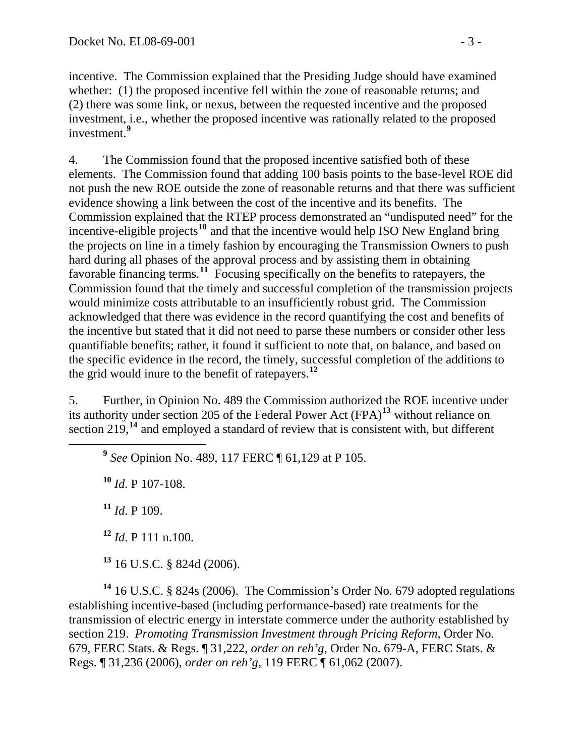incentive. The Commission explained that the Presiding Judge should have examined whether: (1) the proposed incentive fell within the zone of reasonable returns; and (2) there was some link, or nexus, between the requested incentive and the proposed investment, i.e., whether the proposed incentive was rationally related to the proposed investment.[9]

4. The Commission found that the proposed incentive satisfied both of these elements. The Commission found that adding 100 basis points to the base-level ROE did not push the new ROE outside the zone of reasonable returns and that there was sufficient evidence showing a link between the cost of the incentive and its benefits. The Commission explained that the RTEP process demonstrated an "undisputed need" for the incentive-eligible projects[10] and that the incentive would help ISO New England bring the projects on line in a timely fashion by encouraging the Transmission Owners to push hard during all phases of the approval process and by assisting them in obtaining favorable financing terms.[11] Focusing specifically on the benefits to ratepayers, the Commission found that the timely and successful completion of the transmission projects would minimize costs attributable to an insufficiently robust grid. The Commission acknowledged that there was evidence in the record quantifying the cost and benefits of the incentive but stated that it did not need to parse these numbers or consider other less quantifiable benefits; rather, it found it sufficient to note that, on balance, and based on the specific evidence in the record, the timely, successful completion of the additions to the grid would inure to the benefit of ratepayers.[12]

5. Further, in Opinion No. 489 the Commission authorized the ROE incentive under its authority under section 205 of the Federal Power Act (FPA)[13] without reliance on section 219,[14] and employed a standard of review that is consistent with, but different

---

[9] *See* Opinion No. 489, 117 FERC ¶ 61,129 at P 105.

[10] *Id*. P 107-108.

[11] *Id*. P 109.

[12] *Id*. P 111 n.100.

[13] 16 U.S.C. § 824d (2006).

[14] 16 U.S.C. § 824s (2006). The Commission's Order No. 679 adopted regulations establishing incentive-based (including performance-based) rate treatments for the transmission of electric energy in interstate commerce under the authority established by section 219. *Promoting Transmission Investment through Pricing Reform*, Order No. 679, FERC Stats. & Regs. ¶ 31,222, *order on reh'g*, Order No. 679-A, FERC Stats. & Regs. ¶ 31,236 (2006), *order on reh'g*, 119 FERC ¶ 61,062 (2007).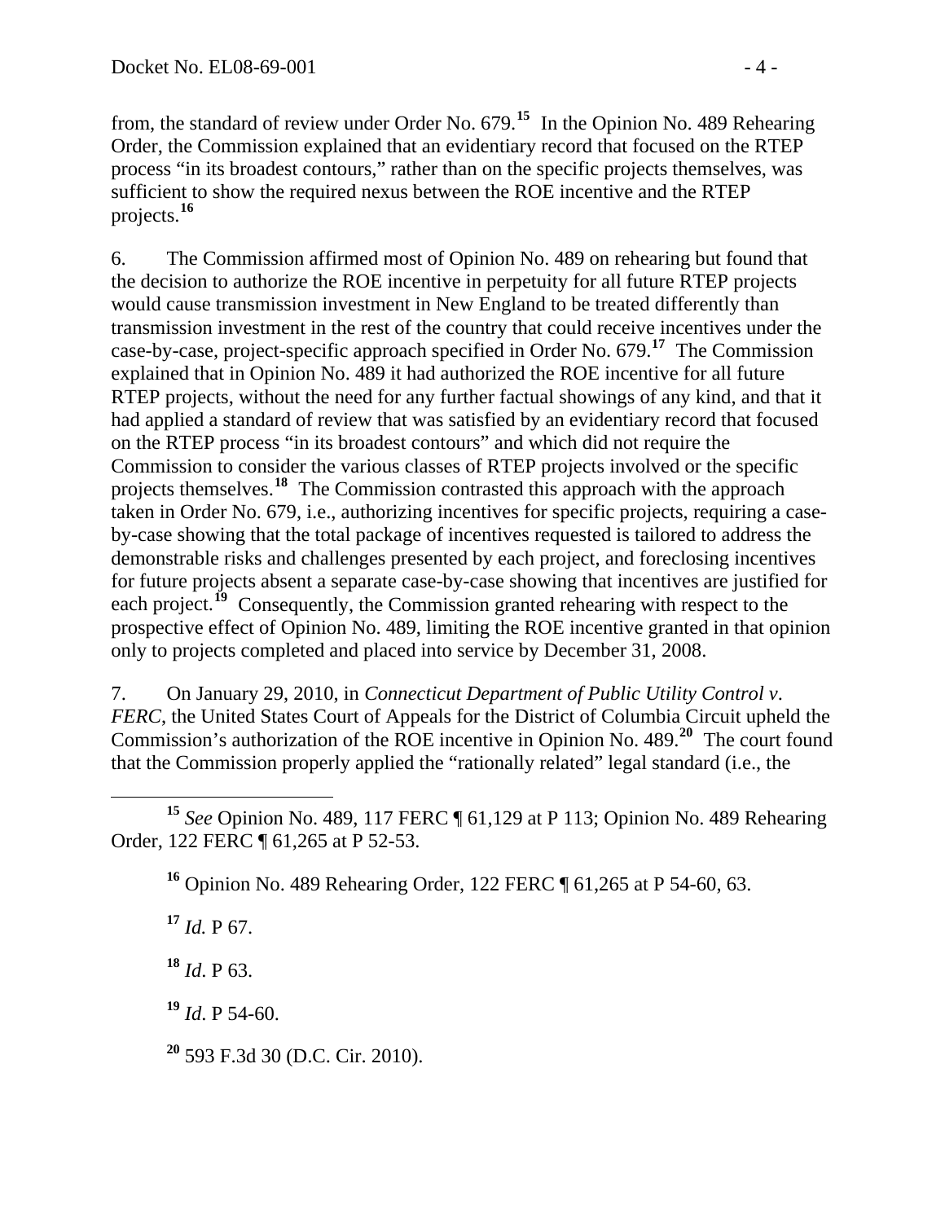from, the standard of review under Order No. 679.[15] In the Opinion No. 489 Rehearing Order, the Commission explained that an evidentiary record that focused on the RTEP process "in its broadest contours," rather than on the specific projects themselves, was sufficient to show the required nexus between the ROE incentive and the RTEP projects.[16]

6. The Commission affirmed most of Opinion No. 489 on rehearing but found that the decision to authorize the ROE incentive in perpetuity for all future RTEP projects would cause transmission investment in New England to be treated differently than transmission investment in the rest of the country that could receive incentives under the case-by-case, project-specific approach specified in Order No. 679.[17] The Commission explained that in Opinion No. 489 it had authorized the ROE incentive for all future RTEP projects, without the need for any further factual showings of any kind, and that it had applied a standard of review that was satisfied by an evidentiary record that focused on the RTEP process "in its broadest contours" and which did not require the Commission to consider the various classes of RTEP projects involved or the specific projects themselves.[18] The Commission contrasted this approach with the approach taken in Order No. 679, i.e., authorizing incentives for specific projects, requiring a case-by-case showing that the total package of incentives requested is tailored to address the demonstrable risks and challenges presented by each project, and foreclosing incentives for future projects absent a separate case-by-case showing that incentives are justified for each project.[19] Consequently, the Commission granted rehearing with respect to the prospective effect of Opinion No. 489, limiting the ROE incentive granted in that opinion only to projects completed and placed into service by December 31, 2008.

7. On January 29, 2010, in *Connecticut Department of Public Utility Control v. FERC*, the United States Court of Appeals for the District of Columbia Circuit upheld the Commission's authorization of the ROE incentive in Opinion No. 489.[20] The court found that the Commission properly applied the "rationally related" legal standard (i.e., the

---

[15] *See* Opinion No. 489, 117 FERC ¶ 61,129 at P 113; Opinion No. 489 Rehearing Order, 122 FERC ¶ 61,265 at P 52-53.

[16] Opinion No. 489 Rehearing Order, 122 FERC ¶ 61,265 at P 54-60, 63.

[17] *Id.* P 67.

[18] *Id*. P 63.

[19] *Id*. P 54-60.

[20] 593 F.3d 30 (D.C. Cir. 2010).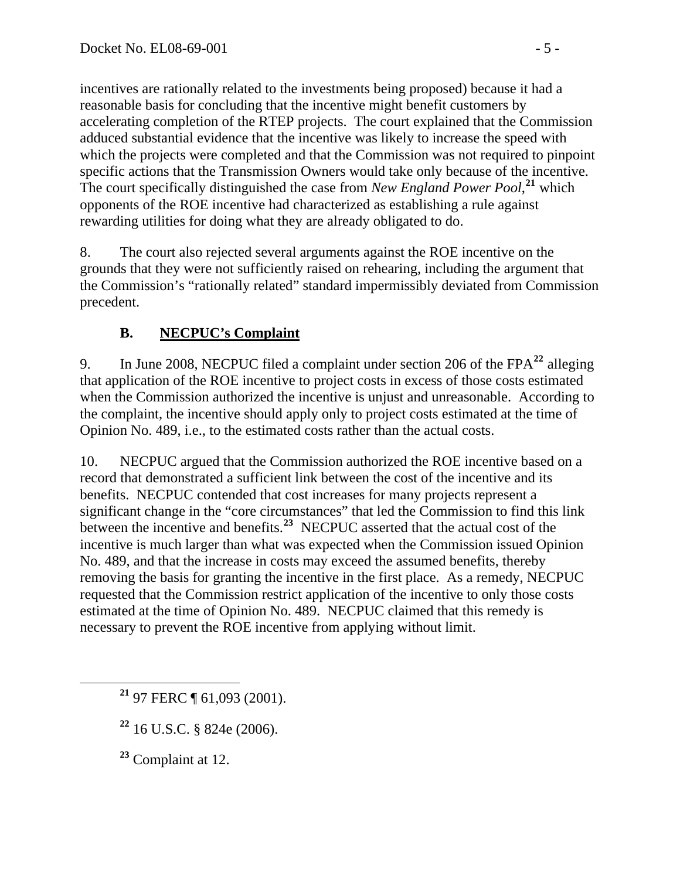incentives are rationally related to the investments being proposed) because it had a reasonable basis for concluding that the incentive might benefit customers by accelerating completion of the RTEP projects. The court explained that the Commission adduced substantial evidence that the incentive was likely to increase the speed with which the projects were completed and that the Commission was not required to pinpoint specific actions that the Transmission Owners would take only because of the incentive. The court specifically distinguished the case from *New England Power Pool*,[21] which opponents of the ROE incentive had characterized as establishing a rule against rewarding utilities for doing what they are already obligated to do.

8. The court also rejected several arguments against the ROE incentive on the grounds that they were not sufficiently raised on rehearing, including the argument that the Commission's "rationally related" standard impermissibly deviated from Commission precedent.

### B. NECPUC's Complaint

9. In June 2008, NECPUC filed a complaint under section 206 of the FPA[22] alleging that application of the ROE incentive to project costs in excess of those costs estimated when the Commission authorized the incentive is unjust and unreasonable. According to the complaint, the incentive should apply only to project costs estimated at the time of Opinion No. 489, i.e., to the estimated costs rather than the actual costs.

10. NECPUC argued that the Commission authorized the ROE incentive based on a record that demonstrated a sufficient link between the cost of the incentive and its benefits. NECPUC contended that cost increases for many projects represent a significant change in the "core circumstances" that led the Commission to find this link between the incentive and benefits.[23] NECPUC asserted that the actual cost of the incentive is much larger than what was expected when the Commission issued Opinion No. 489, and that the increase in costs may exceed the assumed benefits, thereby removing the basis for granting the incentive in the first place. As a remedy, NECPUC requested that the Commission restrict application of the incentive to only those costs estimated at the time of Opinion No. 489. NECPUC claimed that this remedy is necessary to prevent the ROE incentive from applying without limit.

[21] 97 FERC ¶ 61,093 (2001).

[22] 16 U.S.C. § 824e (2006).

[23] Complaint at 12.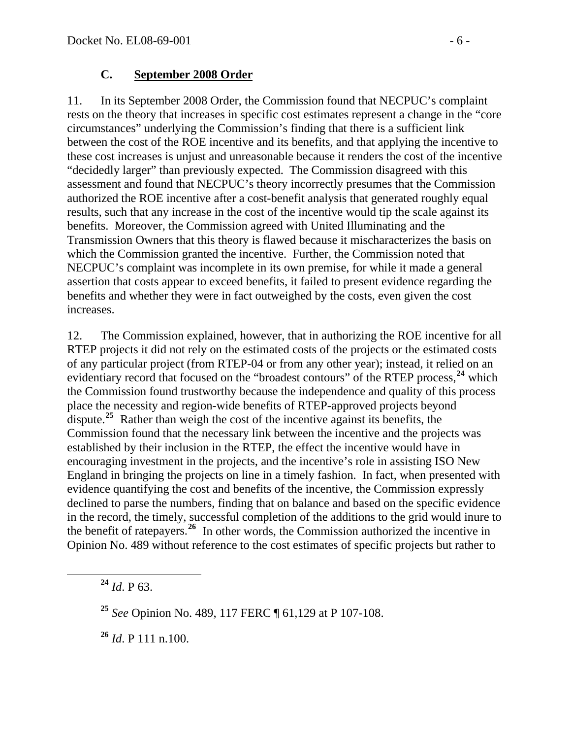### C. September 2008 Order

11. In its September 2008 Order, the Commission found that NECPUC's complaint rests on the theory that increases in specific cost estimates represent a change in the "core circumstances" underlying the Commission's finding that there is a sufficient link between the cost of the ROE incentive and its benefits, and that applying the incentive to these cost increases is unjust and unreasonable because it renders the cost of the incentive "decidedly larger" than previously expected. The Commission disagreed with this assessment and found that NECPUC's theory incorrectly presumes that the Commission authorized the ROE incentive after a cost-benefit analysis that generated roughly equal results, such that any increase in the cost of the incentive would tip the scale against its benefits. Moreover, the Commission agreed with United Illuminating and the Transmission Owners that this theory is flawed because it mischaracterizes the basis on which the Commission granted the incentive. Further, the Commission noted that NECPUC's complaint was incomplete in its own premise, for while it made a general assertion that costs appear to exceed benefits, it failed to present evidence regarding the benefits and whether they were in fact outweighed by the costs, even given the cost increases.

12. The Commission explained, however, that in authorizing the ROE incentive for all RTEP projects it did not rely on the estimated costs of the projects or the estimated costs of any particular project (from RTEP-04 or from any other year); instead, it relied on an evidentiary record that focused on the "broadest contours" of the RTEP process,[24] which the Commission found trustworthy because the independence and quality of this process place the necessity and region-wide benefits of RTEP-approved projects beyond dispute.[25] Rather than weigh the cost of the incentive against its benefits, the Commission found that the necessary link between the incentive and the projects was established by their inclusion in the RTEP, the effect the incentive would have in encouraging investment in the projects, and the incentive's role in assisting ISO New England in bringing the projects on line in a timely fashion. In fact, when presented with evidence quantifying the cost and benefits of the incentive, the Commission expressly declined to parse the numbers, finding that on balance and based on the specific evidence in the record, the timely, successful completion of the additions to the grid would inure to the benefit of ratepayers.[26] In other words, the Commission authorized the incentive in Opinion No. 489 without reference to the cost estimates of specific projects but rather to

---

[24] *Id*. P 63.

[25] *See* Opinion No. 489, 117 FERC ¶ 61,129 at P 107-108.

[26] *Id*. P 111 n.100.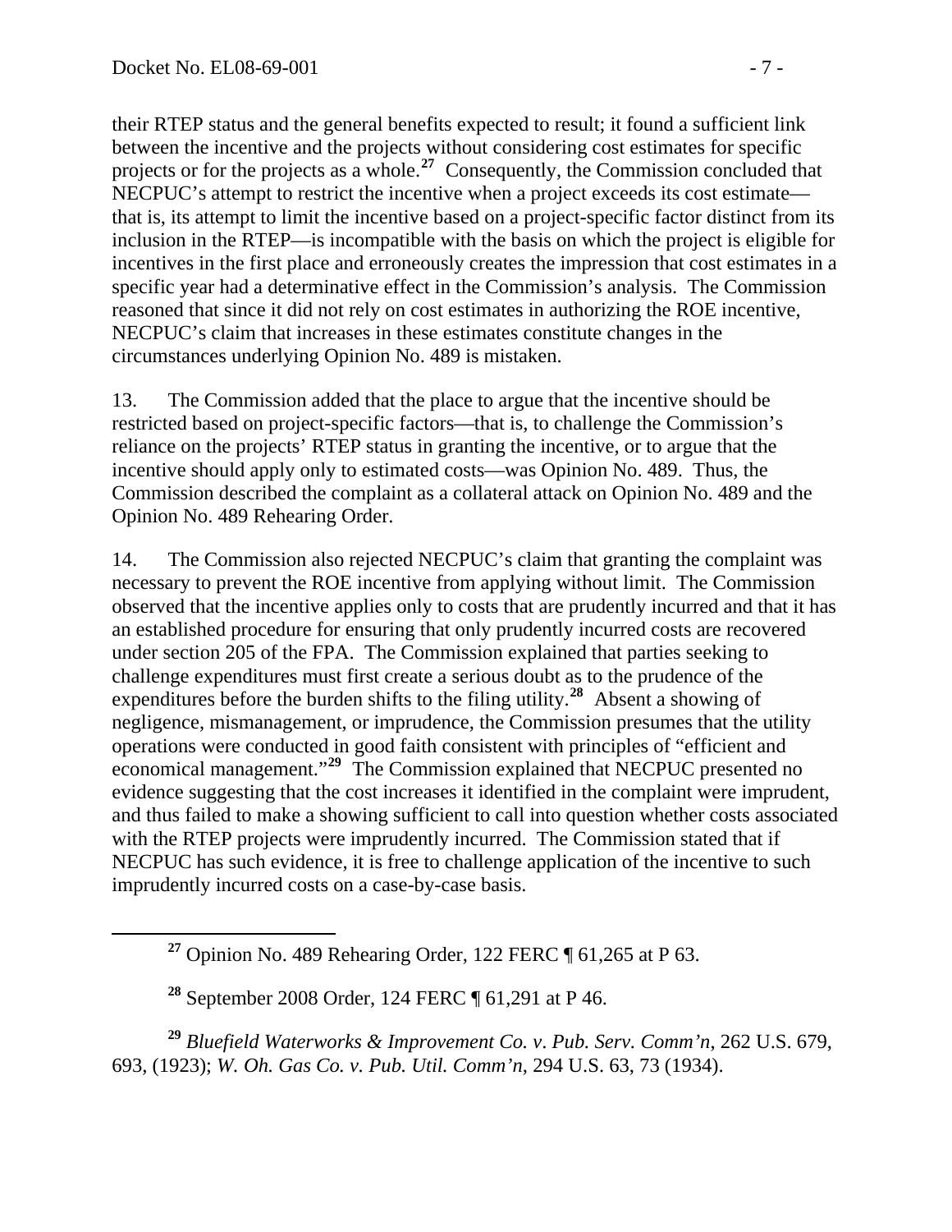their RTEP status and the general benefits expected to result; it found a sufficient link between the incentive and the projects without considering cost estimates for specific projects or for the projects as a whole.[27] Consequently, the Commission concluded that NECPUC's attempt to restrict the incentive when a project exceeds its cost estimate—that is, its attempt to limit the incentive based on a project-specific factor distinct from its inclusion in the RTEP—is incompatible with the basis on which the project is eligible for incentives in the first place and erroneously creates the impression that cost estimates in a specific year had a determinative effect in the Commission's analysis. The Commission reasoned that since it did not rely on cost estimates in authorizing the ROE incentive, NECPUC's claim that increases in these estimates constitute changes in the circumstances underlying Opinion No. 489 is mistaken.

13. The Commission added that the place to argue that the incentive should be restricted based on project-specific factors—that is, to challenge the Commission's reliance on the projects' RTEP status in granting the incentive, or to argue that the incentive should apply only to estimated costs—was Opinion No. 489. Thus, the Commission described the complaint as a collateral attack on Opinion No. 489 and the Opinion No. 489 Rehearing Order.

14. The Commission also rejected NECPUC's claim that granting the complaint was necessary to prevent the ROE incentive from applying without limit. The Commission observed that the incentive applies only to costs that are prudently incurred and that it has an established procedure for ensuring that only prudently incurred costs are recovered under section 205 of the FPA. The Commission explained that parties seeking to challenge expenditures must first create a serious doubt as to the prudence of the expenditures before the burden shifts to the filing utility.[28] Absent a showing of negligence, mismanagement, or imprudence, the Commission presumes that the utility operations were conducted in good faith consistent with principles of "efficient and economical management."[29] The Commission explained that NECPUC presented no evidence suggesting that the cost increases it identified in the complaint were imprudent, and thus failed to make a showing sufficient to call into question whether costs associated with the RTEP projects were imprudently incurred. The Commission stated that if NECPUC has such evidence, it is free to challenge application of the incentive to such imprudently incurred costs on a case-by-case basis.

---

[27] Opinion No. 489 Rehearing Order, 122 FERC ¶ 61,265 at P 63.

[28] September 2008 Order, 124 FERC ¶ 61,291 at P 46.

[29] *Bluefield Waterworks & Improvement Co. v. Pub. Serv. Comm'n*, 262 U.S. 679, 693, (1923); *W. Oh. Gas Co. v. Pub. Util. Comm'n*, 294 U.S. 63, 73 (1934).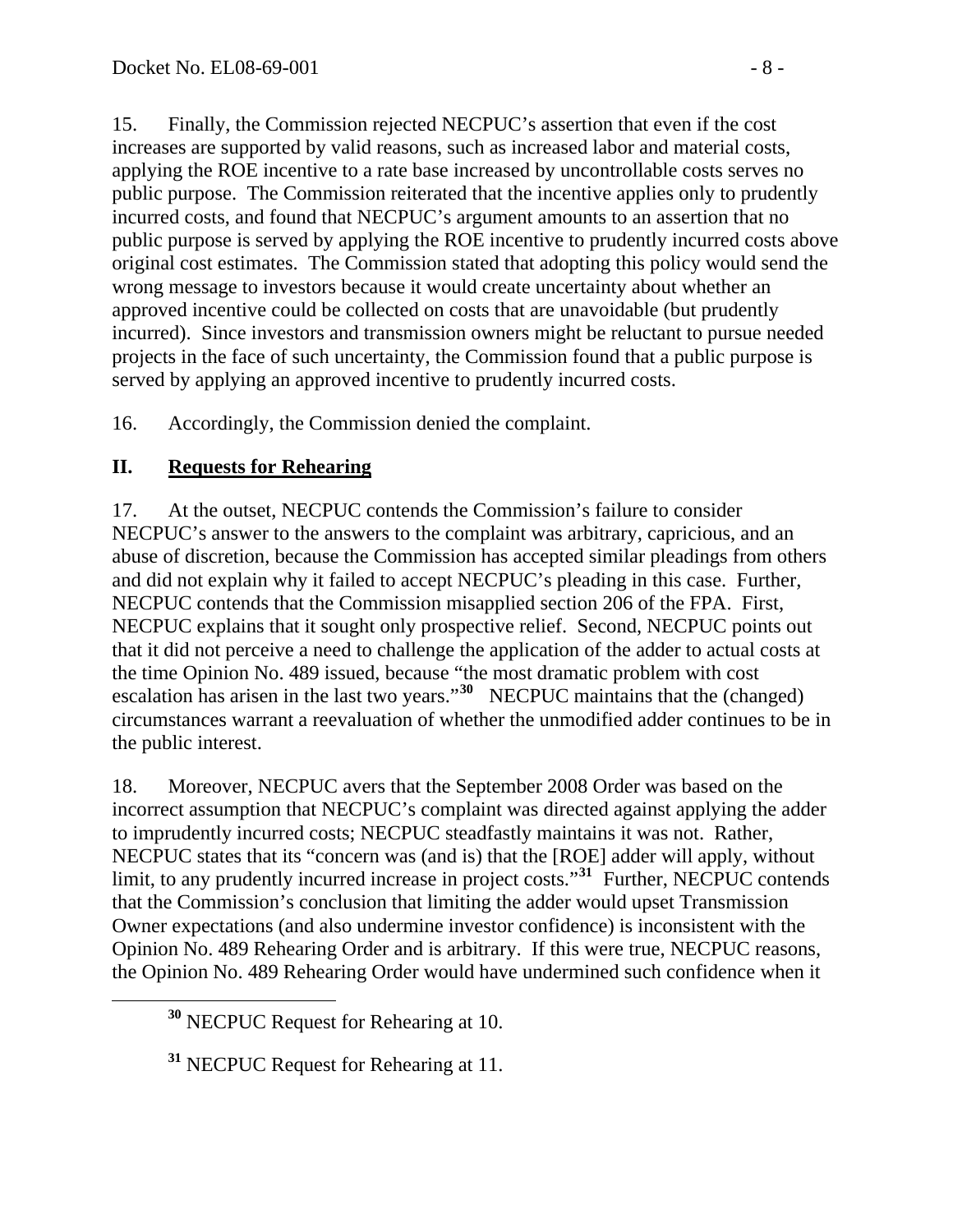15. Finally, the Commission rejected NECPUC's assertion that even if the cost increases are supported by valid reasons, such as increased labor and material costs, applying the ROE incentive to a rate base increased by uncontrollable costs serves no public purpose. The Commission reiterated that the incentive applies only to prudently incurred costs, and found that NECPUC's argument amounts to an assertion that no public purpose is served by applying the ROE incentive to prudently incurred costs above original cost estimates. The Commission stated that adopting this policy would send the wrong message to investors because it would create uncertainty about whether an approved incentive could be collected on costs that are unavoidable (but prudently incurred). Since investors and transmission owners might be reluctant to pursue needed projects in the face of such uncertainty, the Commission found that a public purpose is served by applying an approved incentive to prudently incurred costs.

16. Accordingly, the Commission denied the complaint.

## II. **Requests for Rehearing**

17. At the outset, NECPUC contends the Commission's failure to consider NECPUC's answer to the answers to the complaint was arbitrary, capricious, and an abuse of discretion, because the Commission has accepted similar pleadings from others and did not explain why it failed to accept NECPUC's pleading in this case. Further, NECPUC contends that the Commission misapplied section 206 of the FPA. First, NECPUC explains that it sought only prospective relief. Second, NECPUC points out that it did not perceive a need to challenge the application of the adder to actual costs at the time Opinion No. 489 issued, because "the most dramatic problem with cost escalation has arisen in the last two years."[30] NECPUC maintains that the (changed) circumstances warrant a reevaluation of whether the unmodified adder continues to be in the public interest.

18. Moreover, NECPUC avers that the September 2008 Order was based on the incorrect assumption that NECPUC's complaint was directed against applying the adder to imprudently incurred costs; NECPUC steadfastly maintains it was not. Rather, NECPUC states that its "concern was (and is) that the [ROE] adder will apply, without limit, to any prudently incurred increase in project costs."[31] Further, NECPUC contends that the Commission's conclusion that limiting the adder would upset Transmission Owner expectations (and also undermine investor confidence) is inconsistent with the Opinion No. 489 Rehearing Order and is arbitrary. If this were true, NECPUC reasons, the Opinion No. 489 Rehearing Order would have undermined such confidence when it

[30] NECPUC Request for Rehearing at 10.

[31] NECPUC Request for Rehearing at 11.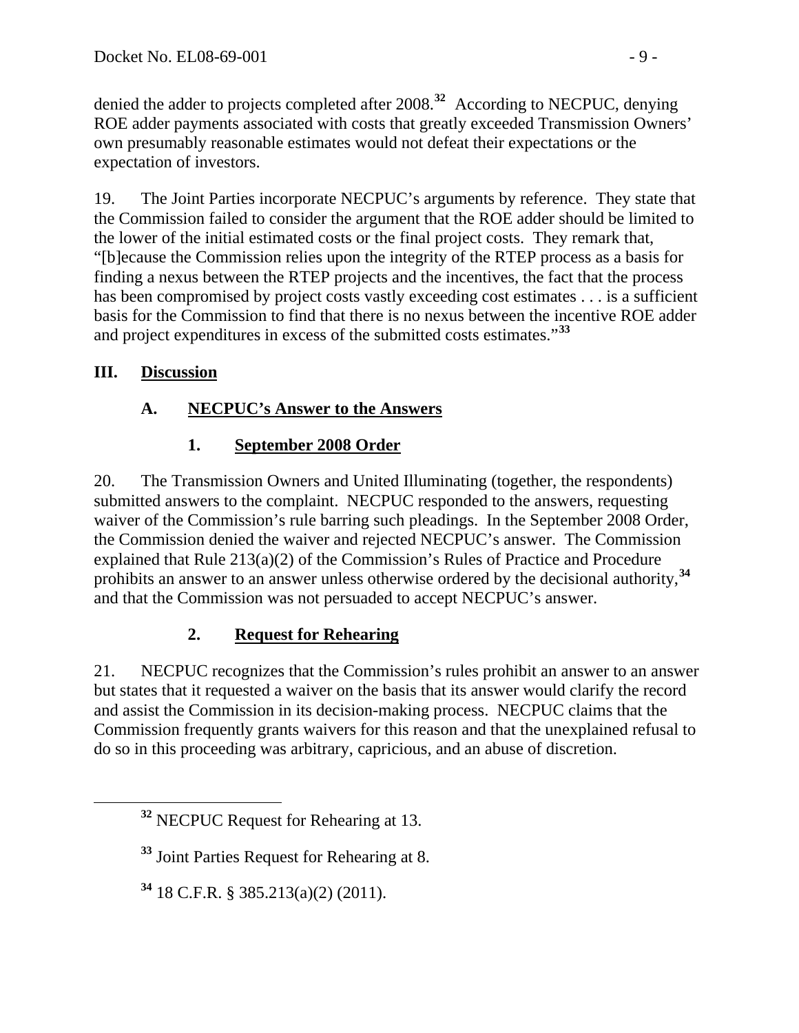denied the adder to projects completed after 2008.[32] According to NECPUC, denying ROE adder payments associated with costs that greatly exceeded Transmission Owners' own presumably reasonable estimates would not defeat their expectations or the expectation of investors.

19. The Joint Parties incorporate NECPUC's arguments by reference. They state that the Commission failed to consider the argument that the ROE adder should be limited to the lower of the initial estimated costs or the final project costs. They remark that, "[b]ecause the Commission relies upon the integrity of the RTEP process as a basis for finding a nexus between the RTEP projects and the incentives, the fact that the process has been compromised by project costs vastly exceeding cost estimates . . . is a sufficient basis for the Commission to find that there is no nexus between the incentive ROE adder and project expenditures in excess of the submitted costs estimates."[33]

## III. Discussion

### A. NECPUC's Answer to the Answers

#### 1. September 2008 Order

20. The Transmission Owners and United Illuminating (together, the respondents) submitted answers to the complaint. NECPUC responded to the answers, requesting waiver of the Commission's rule barring such pleadings. In the September 2008 Order, the Commission denied the waiver and rejected NECPUC's answer. The Commission explained that Rule 213(a)(2) of the Commission's Rules of Practice and Procedure prohibits an answer to an answer unless otherwise ordered by the decisional authority,[34] and that the Commission was not persuaded to accept NECPUC's answer.

#### 2. Request for Rehearing

21. NECPUC recognizes that the Commission's rules prohibit an answer to an answer but states that it requested a waiver on the basis that its answer would clarify the record and assist the Commission in its decision-making process. NECPUC claims that the Commission frequently grants waivers for this reason and that the unexplained refusal to do so in this proceeding was arbitrary, capricious, and an abuse of discretion.

[32] NECPUC Request for Rehearing at 13.

[33] Joint Parties Request for Rehearing at 8.

[34] 18 C.F.R. § 385.213(a)(2) (2011).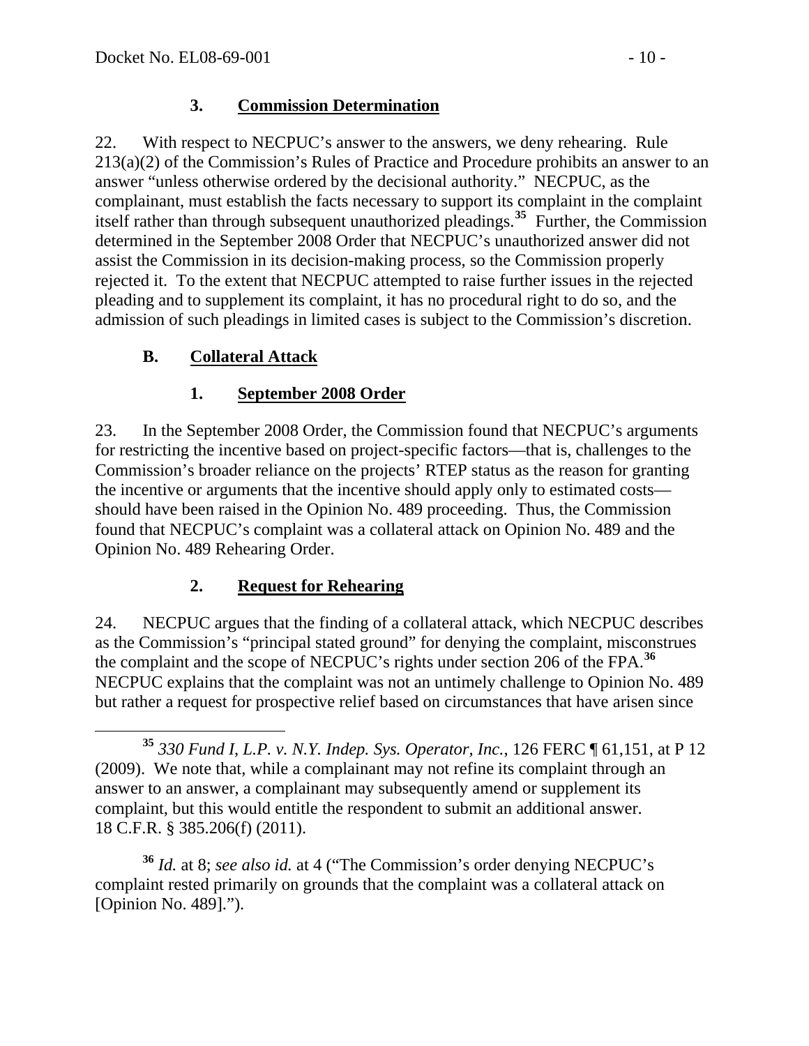### 3. Commission Determination

22. With respect to NECPUC's answer to the answers, we deny rehearing. Rule 213(a)(2) of the Commission's Rules of Practice and Procedure prohibits an answer to an answer "unless otherwise ordered by the decisional authority." NECPUC, as the complainant, must establish the facts necessary to support its complaint in the complaint itself rather than through subsequent unauthorized pleadings.[35] Further, the Commission determined in the September 2008 Order that NECPUC's unauthorized answer did not assist the Commission in its decision-making process, so the Commission properly rejected it. To the extent that NECPUC attempted to raise further issues in the rejected pleading and to supplement its complaint, it has no procedural right to do so, and the admission of such pleadings in limited cases is subject to the Commission's discretion.

## B. Collateral Attack

### 1. September 2008 Order

23. In the September 2008 Order, the Commission found that NECPUC's arguments for restricting the incentive based on project-specific factors—that is, challenges to the Commission's broader reliance on the projects' RTEP status as the reason for granting the incentive or arguments that the incentive should apply only to estimated costs—should have been raised in the Opinion No. 489 proceeding. Thus, the Commission found that NECPUC's complaint was a collateral attack on Opinion No. 489 and the Opinion No. 489 Rehearing Order.

### 2. Request for Rehearing

24. NECPUC argues that the finding of a collateral attack, which NECPUC describes as the Commission's "principal stated ground" for denying the complaint, misconstrues the complaint and the scope of NECPUC's rights under section 206 of the FPA.[36] NECPUC explains that the complaint was not an untimely challenge to Opinion No. 489 but rather a request for prospective relief based on circumstances that have arisen since

---

[35] *330 Fund I, L.P. v. N.Y. Indep. Sys. Operator, Inc.*, 126 FERC ¶ 61,151, at P 12 (2009). We note that, while a complainant may not refine its complaint through an answer to an answer, a complainant may subsequently amend or supplement its complaint, but this would entitle the respondent to submit an additional answer. 18 C.F.R. § 385.206(f) (2011).

[36] *Id.* at 8; *see also id.* at 4 ("The Commission's order denying NECPUC's complaint rested primarily on grounds that the complaint was a collateral attack on [Opinion No. 489].").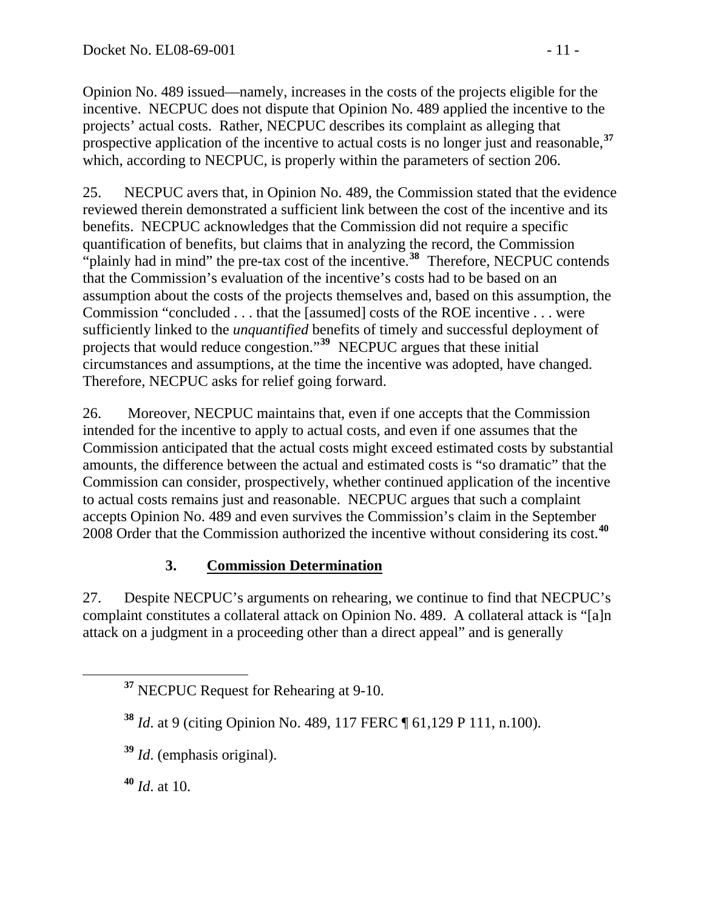Opinion No. 489 issued—namely, increases in the costs of the projects eligible for the incentive. NECPUC does not dispute that Opinion No. 489 applied the incentive to the projects' actual costs. Rather, NECPUC describes its complaint as alleging that prospective application of the incentive to actual costs is no longer just and reasonable,[37] which, according to NECPUC, is properly within the parameters of section 206.

25. NECPUC avers that, in Opinion No. 489, the Commission stated that the evidence reviewed therein demonstrated a sufficient link between the cost of the incentive and its benefits. NECPUC acknowledges that the Commission did not require a specific quantification of benefits, but claims that in analyzing the record, the Commission "plainly had in mind" the pre-tax cost of the incentive.[38] Therefore, NECPUC contends that the Commission's evaluation of the incentive's costs had to be based on an assumption about the costs of the projects themselves and, based on this assumption, the Commission "concluded . . . that the [assumed] costs of the ROE incentive . . . were sufficiently linked to the *unquantified* benefits of timely and successful deployment of projects that would reduce congestion."[39] NECPUC argues that these initial circumstances and assumptions, at the time the incentive was adopted, have changed. Therefore, NECPUC asks for relief going forward.

26. Moreover, NECPUC maintains that, even if one accepts that the Commission intended for the incentive to apply to actual costs, and even if one assumes that the Commission anticipated that the actual costs might exceed estimated costs by substantial amounts, the difference between the actual and estimated costs is "so dramatic" that the Commission can consider, prospectively, whether continued application of the incentive to actual costs remains just and reasonable. NECPUC argues that such a complaint accepts Opinion No. 489 and even survives the Commission's claim in the September 2008 Order that the Commission authorized the incentive without considering its cost.[40]

### 3. Commission Determination

27. Despite NECPUC's arguments on rehearing, we continue to find that NECPUC's complaint constitutes a collateral attack on Opinion No. 489. A collateral attack is "[a]n attack on a judgment in a proceeding other than a direct appeal" and is generally

---

[37] NECPUC Request for Rehearing at 9-10.

[38] *Id.* at 9 (citing Opinion No. 489, 117 FERC ¶ 61,129 P 111, n.100).

[39] *Id*. (emphasis original).

[40] *Id*. at 10.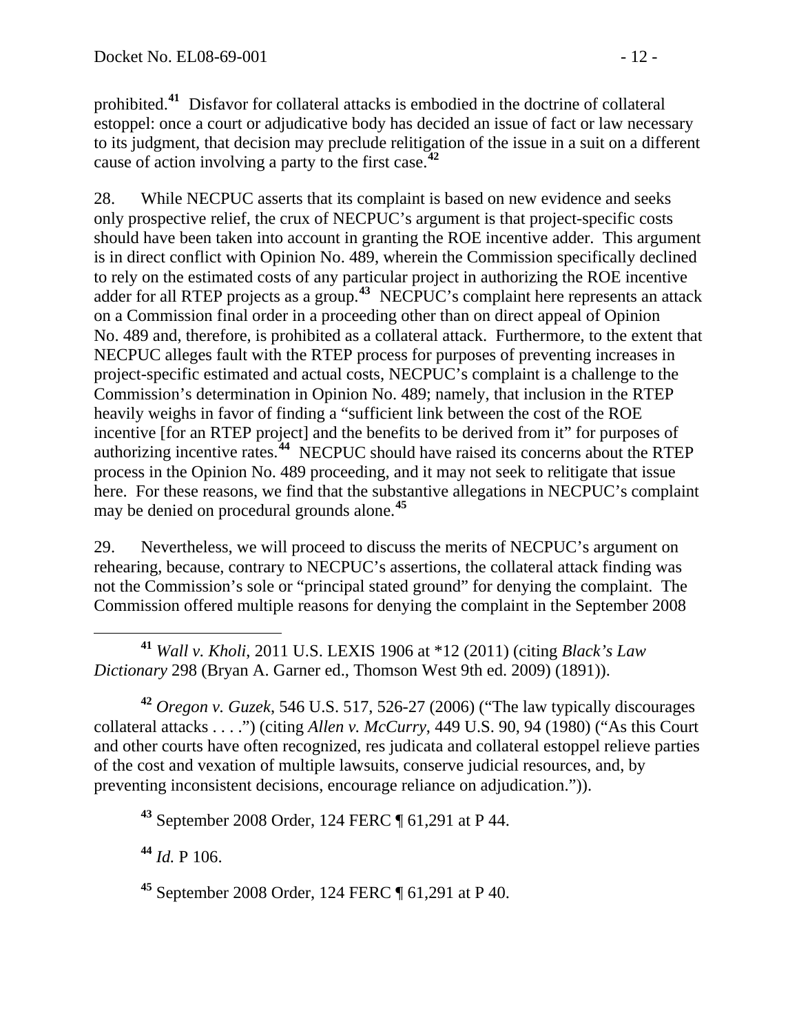prohibited.[41] Disfavor for collateral attacks is embodied in the doctrine of collateral estoppel: once a court or adjudicative body has decided an issue of fact or law necessary to its judgment, that decision may preclude relitigation of the issue in a suit on a different cause of action involving a party to the first case.[42]

28. While NECPUC asserts that its complaint is based on new evidence and seeks only prospective relief, the crux of NECPUC's argument is that project-specific costs should have been taken into account in granting the ROE incentive adder. This argument is in direct conflict with Opinion No. 489, wherein the Commission specifically declined to rely on the estimated costs of any particular project in authorizing the ROE incentive adder for all RTEP projects as a group.[43] NECPUC's complaint here represents an attack on a Commission final order in a proceeding other than on direct appeal of Opinion No. 489 and, therefore, is prohibited as a collateral attack. Furthermore, to the extent that NECPUC alleges fault with the RTEP process for purposes of preventing increases in project-specific estimated and actual costs, NECPUC's complaint is a challenge to the Commission's determination in Opinion No. 489; namely, that inclusion in the RTEP heavily weighs in favor of finding a "sufficient link between the cost of the ROE incentive [for an RTEP project] and the benefits to be derived from it" for purposes of authorizing incentive rates.[44] NECPUC should have raised its concerns about the RTEP process in the Opinion No. 489 proceeding, and it may not seek to relitigate that issue here. For these reasons, we find that the substantive allegations in NECPUC's complaint may be denied on procedural grounds alone.[45]

29. Nevertheless, we will proceed to discuss the merits of NECPUC's argument on rehearing, because, contrary to NECPUC's assertions, the collateral attack finding was not the Commission's sole or "principal stated ground" for denying the complaint. The Commission offered multiple reasons for denying the complaint in the September 2008

---

[41] *Wall v. Kholi*, 2011 U.S. LEXIS 1906 at *12 (2011) (citing *Black's Law Dictionary* 298 (Bryan A. Garner ed., Thomson West 9th ed. 2009) (1891)).

[42] *Oregon v. Guzek*, 546 U.S. 517, 526-27 (2006) ("The law typically discourages collateral attacks . . . .") (citing *Allen v. McCurry*, 449 U.S. 90, 94 (1980) ("As this Court and other courts have often recognized, res judicata and collateral estoppel relieve parties of the cost and vexation of multiple lawsuits, conserve judicial resources, and, by preventing inconsistent decisions, encourage reliance on adjudication.")).

[43] September 2008 Order, 124 FERC ¶ 61,291 at P 44.

[44] *Id.* P 106.

[45] September 2008 Order, 124 FERC ¶ 61,291 at P 40.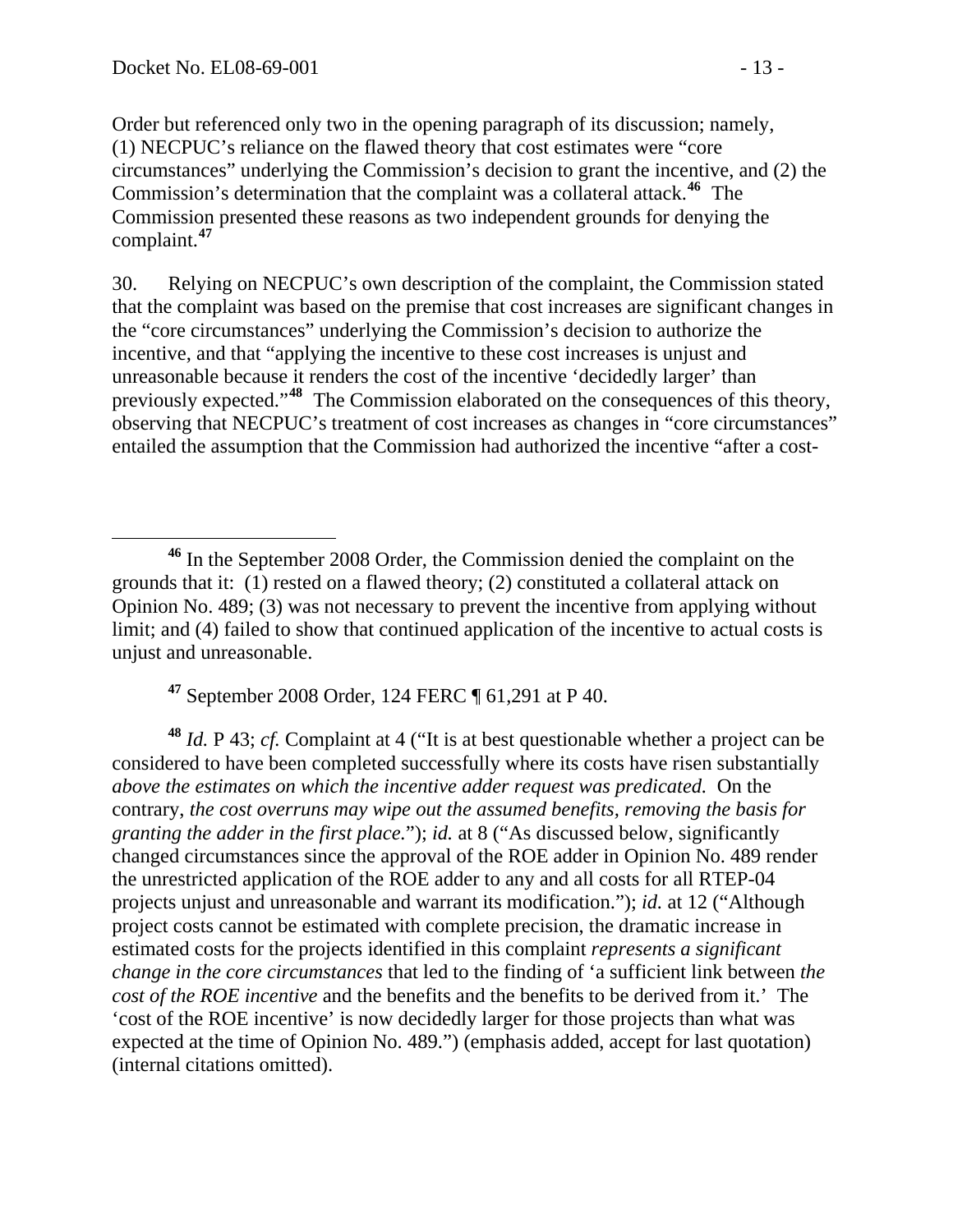Order but referenced only two in the opening paragraph of its discussion; namely, (1) NECPUC's reliance on the flawed theory that cost estimates were "core circumstances" underlying the Commission's decision to grant the incentive, and (2) the Commission's determination that the complaint was a collateral attack.[46] The Commission presented these reasons as two independent grounds for denying the complaint.[47]

30. Relying on NECPUC's own description of the complaint, the Commission stated that the complaint was based on the premise that cost increases are significant changes in the "core circumstances" underlying the Commission's decision to authorize the incentive, and that "applying the incentive to these cost increases is unjust and unreasonable because it renders the cost of the incentive 'decidedly larger' than previously expected."[48] The Commission elaborated on the consequences of this theory, observing that NECPUC's treatment of cost increases as changes in "core circumstances" entailed the assumption that the Commission had authorized the incentive "after a cost-

---

[46] In the September 2008 Order, the Commission denied the complaint on the grounds that it: (1) rested on a flawed theory; (2) constituted a collateral attack on Opinion No. 489; (3) was not necessary to prevent the incentive from applying without limit; and (4) failed to show that continued application of the incentive to actual costs is unjust and unreasonable.

[47] September 2008 Order, 124 FERC ¶ 61,291 at P 40.

[48] *Id.* P 43; *cf.* Complaint at 4 ("It is at best questionable whether a project can be considered to have been completed successfully where its costs have risen substantially *above the estimates on which the incentive adder request was predicated.* On the contrary, *the cost overruns may wipe out the assumed benefits, removing the basis for granting the adder in the first place.*"); *id.* at 8 ("As discussed below, significantly changed circumstances since the approval of the ROE adder in Opinion No. 489 render the unrestricted application of the ROE adder to any and all costs for all RTEP-04 projects unjust and unreasonable and warrant its modification."); *id.* at 12 ("Although project costs cannot be estimated with complete precision, the dramatic increase in estimated costs for the projects identified in this complaint *represents a significant change in the core circumstances* that led to the finding of 'a sufficient link between *the cost of the ROE incentive* and the benefits and the benefits to be derived from it.' The 'cost of the ROE incentive' is now decidedly larger for those projects than what was expected at the time of Opinion No. 489.") (emphasis added, accept for last quotation) (internal citations omitted).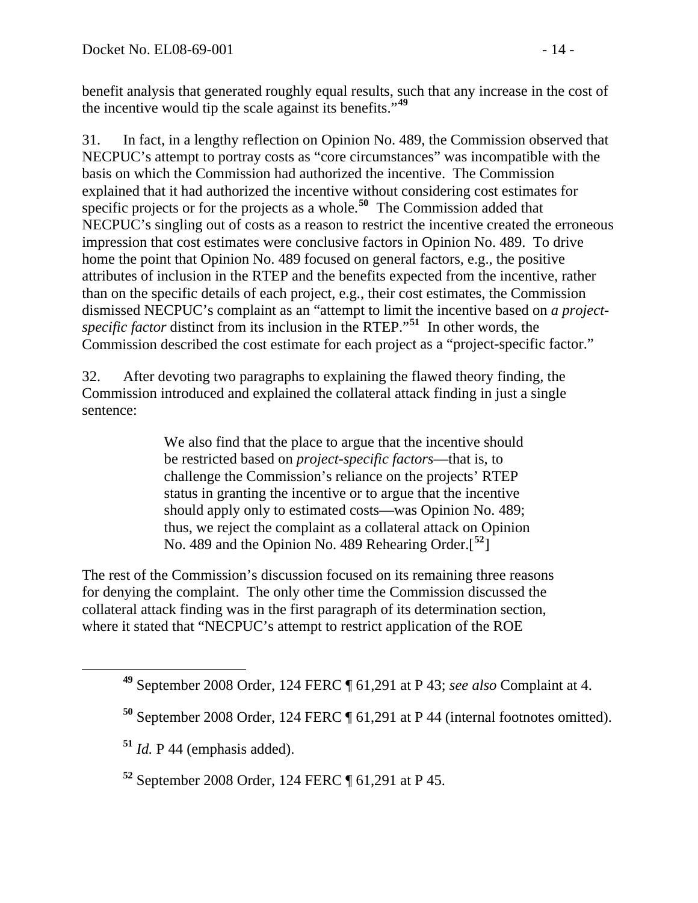benefit analysis that generated roughly equal results, such that any increase in the cost of the incentive would tip the scale against its benefits."[49]

31. In fact, in a lengthy reflection on Opinion No. 489, the Commission observed that NECPUC's attempt to portray costs as "core circumstances" was incompatible with the basis on which the Commission had authorized the incentive. The Commission explained that it had authorized the incentive without considering cost estimates for specific projects or for the projects as a whole.[50] The Commission added that NECPUC's singling out of costs as a reason to restrict the incentive created the erroneous impression that cost estimates were conclusive factors in Opinion No. 489. To drive home the point that Opinion No. 489 focused on general factors, e.g., the positive attributes of inclusion in the RTEP and the benefits expected from the incentive, rather than on the specific details of each project, e.g., their cost estimates, the Commission dismissed NECPUC's complaint as an "attempt to limit the incentive based on *a project-specific factor* distinct from its inclusion in the RTEP."[51] In other words, the Commission described the cost estimate for each project as a "project-specific factor."

32. After devoting two paragraphs to explaining the flawed theory finding, the Commission introduced and explained the collateral attack finding in just a single sentence:

> We also find that the place to argue that the incentive should be restricted based on *project-specific factors*—that is, to challenge the Commission's reliance on the projects' RTEP status in granting the incentive or to argue that the incentive should apply only to estimated costs—was Opinion No. 489; thus, we reject the complaint as a collateral attack on Opinion No. 489 and the Opinion No. 489 Rehearing Order.[52]

The rest of the Commission's discussion focused on its remaining three reasons for denying the complaint. The only other time the Commission discussed the collateral attack finding was in the first paragraph of its determination section, where it stated that "NECPUC's attempt to restrict application of the ROE

---

[49] September 2008 Order, 124 FERC ¶ 61,291 at P 43; *see also* Complaint at 4.

[50] September 2008 Order, 124 FERC ¶ 61,291 at P 44 (internal footnotes omitted).

[51] *Id.* P 44 (emphasis added).

[52] September 2008 Order, 124 FERC ¶ 61,291 at P 45.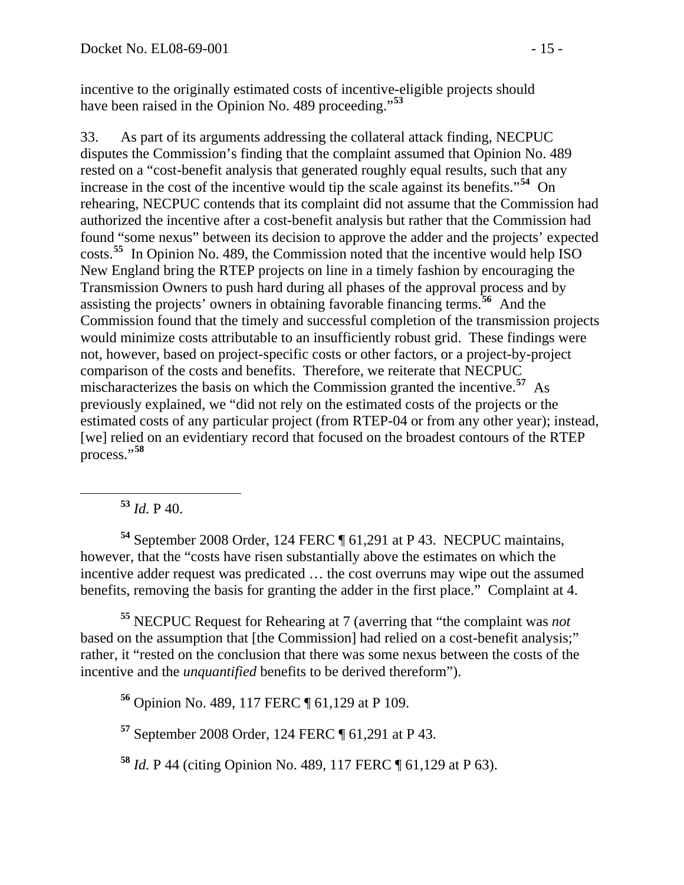incentive to the originally estimated costs of incentive-eligible projects should have been raised in the Opinion No. 489 proceeding."[53]

33. As part of its arguments addressing the collateral attack finding, NECPUC disputes the Commission's finding that the complaint assumed that Opinion No. 489 rested on a "cost-benefit analysis that generated roughly equal results, such that any increase in the cost of the incentive would tip the scale against its benefits."[54] On rehearing, NECPUC contends that its complaint did not assume that the Commission had authorized the incentive after a cost-benefit analysis but rather that the Commission had found "some nexus" between its decision to approve the adder and the projects' expected costs.[55] In Opinion No. 489, the Commission noted that the incentive would help ISO New England bring the RTEP projects on line in a timely fashion by encouraging the Transmission Owners to push hard during all phases of the approval process and by assisting the projects' owners in obtaining favorable financing terms.[56] And the Commission found that the timely and successful completion of the transmission projects would minimize costs attributable to an insufficiently robust grid. These findings were not, however, based on project-specific costs or other factors, or a project-by-project comparison of the costs and benefits. Therefore, we reiterate that NECPUC mischaracterizes the basis on which the Commission granted the incentive.[57] As previously explained, we "did not rely on the estimated costs of the projects or the estimated costs of any particular project (from RTEP-04 or from any other year); instead, [we] relied on an evidentiary record that focused on the broadest contours of the RTEP process."[58]

---

[53] *Id.* P 40.

[54] September 2008 Order, 124 FERC ¶ 61,291 at P 43. NECPUC maintains, however, that the "costs have risen substantially above the estimates on which the incentive adder request was predicated … the cost overruns may wipe out the assumed benefits, removing the basis for granting the adder in the first place." Complaint at 4.

[55] NECPUC Request for Rehearing at 7 (averring that "the complaint was *not* based on the assumption that [the Commission] had relied on a cost-benefit analysis;" rather, it "rested on the conclusion that there was some nexus between the costs of the incentive and the *unquantified* benefits to be derived therefrom").

[56] Opinion No. 489, 117 FERC ¶ 61,129 at P 109.

[57] September 2008 Order, 124 FERC ¶ 61,291 at P 43.

[58] *Id.* P 44 (citing Opinion No. 489, 117 FERC ¶ 61,129 at P 63).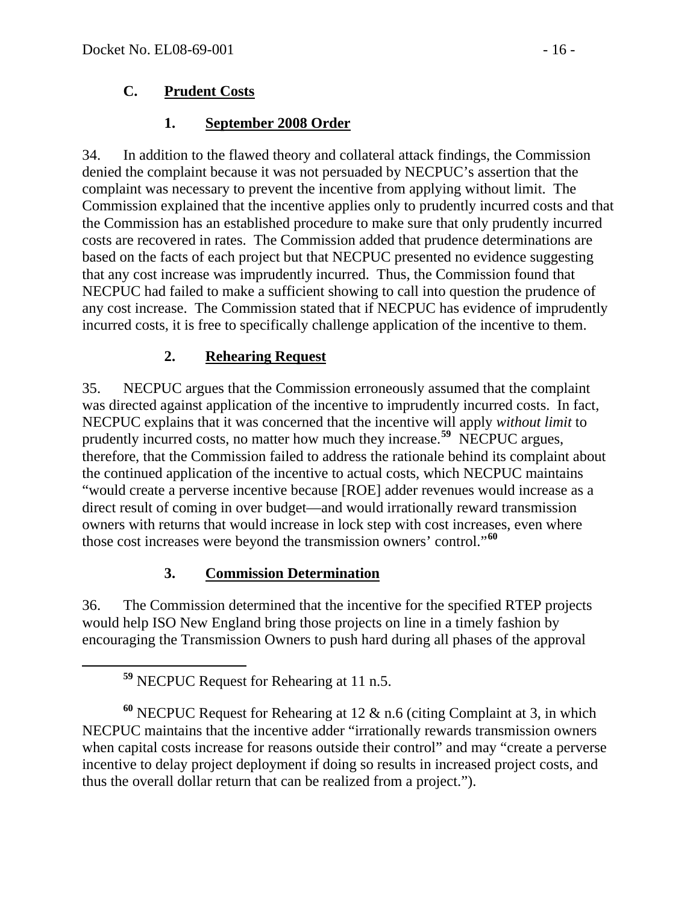### C. Prudent Costs

#### 1. September 2008 Order

34. In addition to the flawed theory and collateral attack findings, the Commission denied the complaint because it was not persuaded by NECPUC's assertion that the complaint was necessary to prevent the incentive from applying without limit. The Commission explained that the incentive applies only to prudently incurred costs and that the Commission has an established procedure to make sure that only prudently incurred costs are recovered in rates. The Commission added that prudence determinations are based on the facts of each project but that NECPUC presented no evidence suggesting that any cost increase was imprudently incurred. Thus, the Commission found that NECPUC had failed to make a sufficient showing to call into question the prudence of any cost increase. The Commission stated that if NECPUC has evidence of imprudently incurred costs, it is free to specifically challenge application of the incentive to them.

#### 2. Rehearing Request

35. NECPUC argues that the Commission erroneously assumed that the complaint was directed against application of the incentive to imprudently incurred costs. In fact, NECPUC explains that it was concerned that the incentive will apply *without limit* to prudently incurred costs, no matter how much they increase.[59] NECPUC argues, therefore, that the Commission failed to address the rationale behind its complaint about the continued application of the incentive to actual costs, which NECPUC maintains "would create a perverse incentive because [ROE] adder revenues would increase as a direct result of coming in over budget—and would irrationally reward transmission owners with returns that would increase in lock step with cost increases, even where those cost increases were beyond the transmission owners' control."[60]

#### 3. Commission Determination

36. The Commission determined that the incentive for the specified RTEP projects would help ISO New England bring those projects on line in a timely fashion by encouraging the Transmission Owners to push hard during all phases of the approval

---

[59] NECPUC Request for Rehearing at 11 n.5.

[60] NECPUC Request for Rehearing at 12 & n.6 (citing Complaint at 3, in which NECPUC maintains that the incentive adder "irrationally rewards transmission owners when capital costs increase for reasons outside their control" and may "create a perverse incentive to delay project deployment if doing so results in increased project costs, and thus the overall dollar return that can be realized from a project.").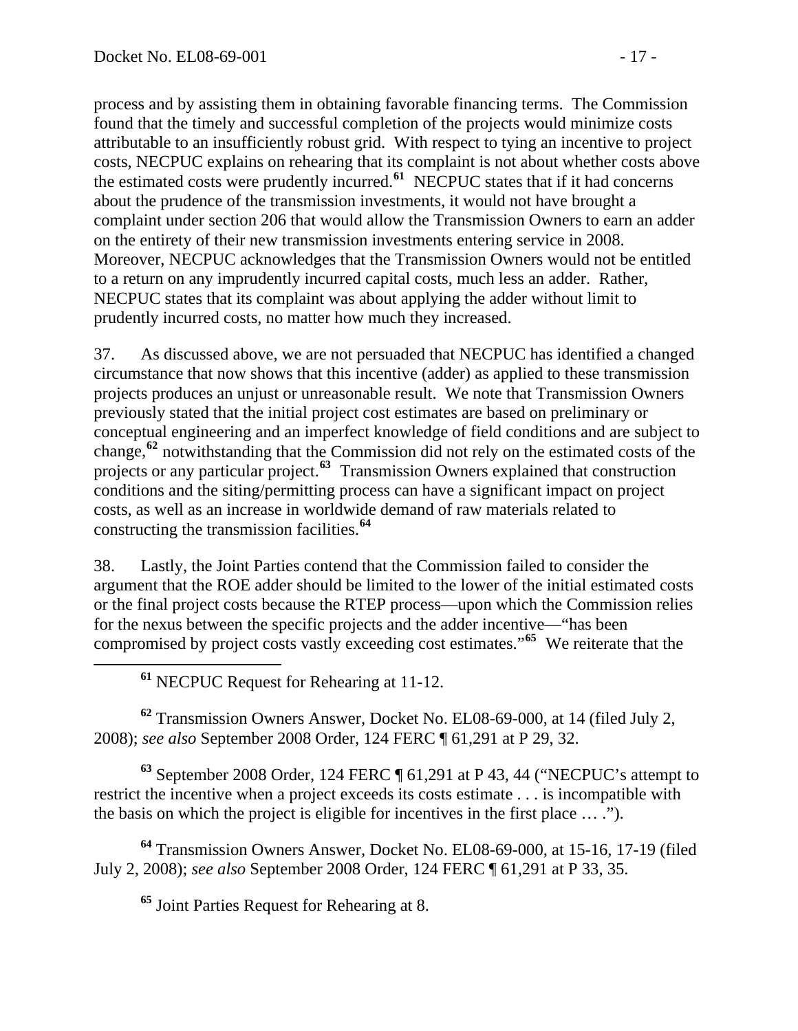process and by assisting them in obtaining favorable financing terms. The Commission found that the timely and successful completion of the projects would minimize costs attributable to an insufficiently robust grid. With respect to tying an incentive to project costs, NECPUC explains on rehearing that its complaint is not about whether costs above the estimated costs were prudently incurred.[61] NECPUC states that if it had concerns about the prudence of the transmission investments, it would not have brought a complaint under section 206 that would allow the Transmission Owners to earn an adder on the entirety of their new transmission investments entering service in 2008. Moreover, NECPUC acknowledges that the Transmission Owners would not be entitled to a return on any imprudently incurred capital costs, much less an adder. Rather, NECPUC states that its complaint was about applying the adder without limit to prudently incurred costs, no matter how much they increased.

37. As discussed above, we are not persuaded that NECPUC has identified a changed circumstance that now shows that this incentive (adder) as applied to these transmission projects produces an unjust or unreasonable result. We note that Transmission Owners previously stated that the initial project cost estimates are based on preliminary or conceptual engineering and an imperfect knowledge of field conditions and are subject to change,[62] notwithstanding that the Commission did not rely on the estimated costs of the projects or any particular project.[63] Transmission Owners explained that construction conditions and the siting/permitting process can have a significant impact on project costs, as well as an increase in worldwide demand of raw materials related to constructing the transmission facilities.[64]

38. Lastly, the Joint Parties contend that the Commission failed to consider the argument that the ROE adder should be limited to the lower of the initial estimated costs or the final project costs because the RTEP process—upon which the Commission relies for the nexus between the specific projects and the adder incentive—"has been compromised by project costs vastly exceeding cost estimates."[65] We reiterate that the

---

[61] NECPUC Request for Rehearing at 11-12.

[62] Transmission Owners Answer, Docket No. EL08-69-000, at 14 (filed July 2, 2008); *see also* September 2008 Order, 124 FERC ¶ 61,291 at P 29, 32.

[63] September 2008 Order, 124 FERC ¶ 61,291 at P 43, 44 ("NECPUC's attempt to restrict the incentive when a project exceeds its costs estimate . . . is incompatible with the basis on which the project is eligible for incentives in the first place … .").

[64] Transmission Owners Answer, Docket No. EL08-69-000, at 15-16, 17-19 (filed July 2, 2008); *see also* September 2008 Order, 124 FERC ¶ 61,291 at P 33, 35.

[65] Joint Parties Request for Rehearing at 8.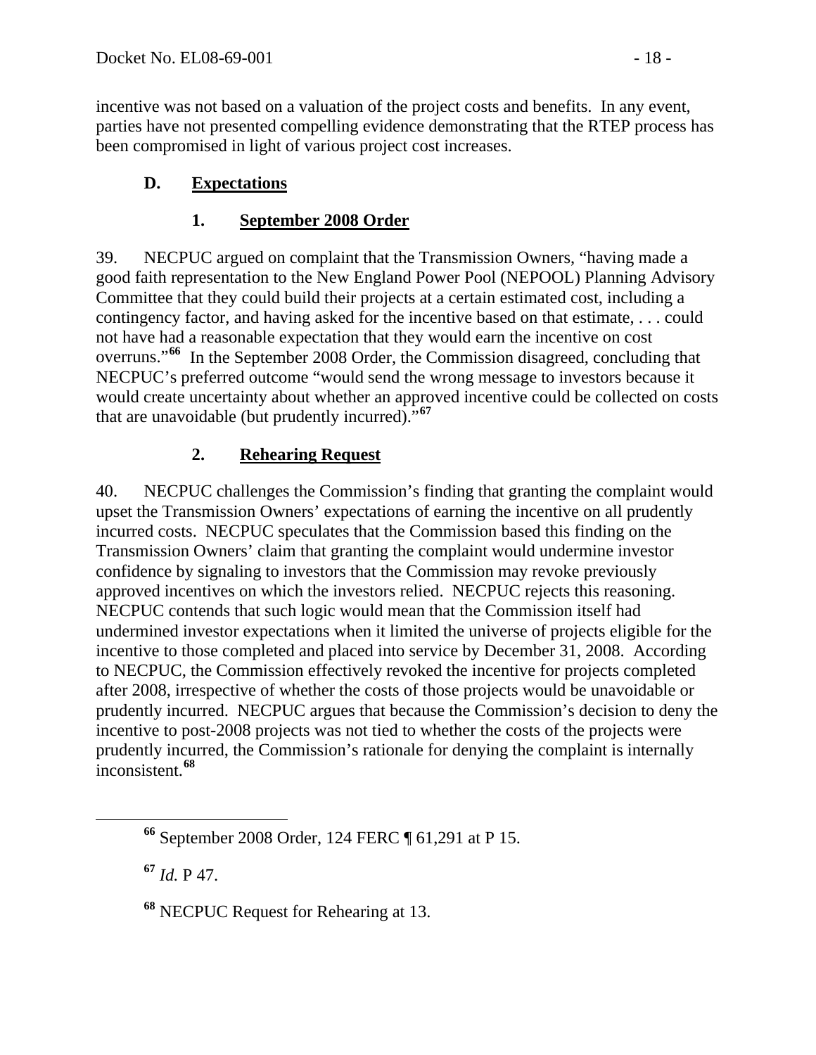incentive was not based on a valuation of the project costs and benefits. In any event, parties have not presented compelling evidence demonstrating that the RTEP process has been compromised in light of various project cost increases.

### D. Expectations

#### 1. September 2008 Order

39. NECPUC argued on complaint that the Transmission Owners, "having made a good faith representation to the New England Power Pool (NEPOOL) Planning Advisory Committee that they could build their projects at a certain estimated cost, including a contingency factor, and having asked for the incentive based on that estimate, . . . could not have had a reasonable expectation that they would earn the incentive on cost overruns."[66] In the September 2008 Order, the Commission disagreed, concluding that NECPUC's preferred outcome "would send the wrong message to investors because it would create uncertainty about whether an approved incentive could be collected on costs that are unavoidable (but prudently incurred)."[67]

#### 2. Rehearing Request

40. NECPUC challenges the Commission's finding that granting the complaint would upset the Transmission Owners' expectations of earning the incentive on all prudently incurred costs. NECPUC speculates that the Commission based this finding on the Transmission Owners' claim that granting the complaint would undermine investor confidence by signaling to investors that the Commission may revoke previously approved incentives on which the investors relied. NECPUC rejects this reasoning. NECPUC contends that such logic would mean that the Commission itself had undermined investor expectations when it limited the universe of projects eligible for the incentive to those completed and placed into service by December 31, 2008. According to NECPUC, the Commission effectively revoked the incentive for projects completed after 2008, irrespective of whether the costs of those projects would be unavoidable or prudently incurred. NECPUC argues that because the Commission's decision to deny the incentive to post-2008 projects was not tied to whether the costs of the projects were prudently incurred, the Commission's rationale for denying the complaint is internally inconsistent.[68]

---

[66] September 2008 Order, 124 FERC ¶ 61,291 at P 15.

[67] *Id.* P 47.

[68] NECPUC Request for Rehearing at 13.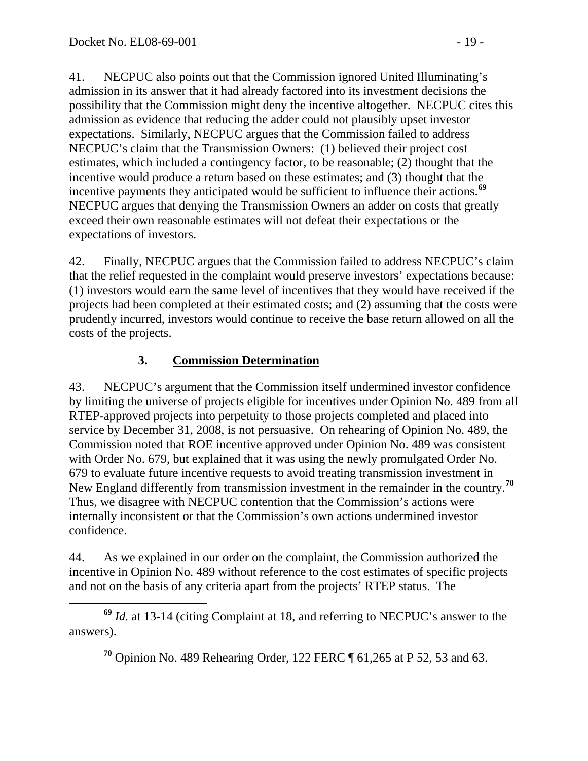41. NECPUC also points out that the Commission ignored United Illuminating's admission in its answer that it had already factored into its investment decisions the possibility that the Commission might deny the incentive altogether. NECPUC cites this admission as evidence that reducing the adder could not plausibly upset investor expectations. Similarly, NECPUC argues that the Commission failed to address NECPUC's claim that the Transmission Owners: (1) believed their project cost estimates, which included a contingency factor, to be reasonable; (2) thought that the incentive would produce a return based on these estimates; and (3) thought that the incentive payments they anticipated would be sufficient to influence their actions.[69] NECPUC argues that denying the Transmission Owners an adder on costs that greatly exceed their own reasonable estimates will not defeat their expectations or the expectations of investors.

42. Finally, NECPUC argues that the Commission failed to address NECPUC's claim that the relief requested in the complaint would preserve investors' expectations because: (1) investors would earn the same level of incentives that they would have received if the projects had been completed at their estimated costs; and (2) assuming that the costs were prudently incurred, investors would continue to receive the base return allowed on all the costs of the projects.

### 3. Commission Determination

43. NECPUC's argument that the Commission itself undermined investor confidence by limiting the universe of projects eligible for incentives under Opinion No. 489 from all RTEP-approved projects into perpetuity to those projects completed and placed into service by December 31, 2008, is not persuasive. On rehearing of Opinion No. 489, the Commission noted that ROE incentive approved under Opinion No. 489 was consistent with Order No. 679, but explained that it was using the newly promulgated Order No. 679 to evaluate future incentive requests to avoid treating transmission investment in New England differently from transmission investment in the remainder in the country.[70] Thus, we disagree with NECPUC contention that the Commission's actions were internally inconsistent or that the Commission's own actions undermined investor confidence.

44. As we explained in our order on the complaint, the Commission authorized the incentive in Opinion No. 489 without reference to the cost estimates of specific projects and not on the basis of any criteria apart from the projects' RTEP status. The

---

[69] *Id.* at 13-14 (citing Complaint at 18, and referring to NECPUC's answer to the answers).

[70] Opinion No. 489 Rehearing Order, 122 FERC ¶ 61,265 at P 52, 53 and 63.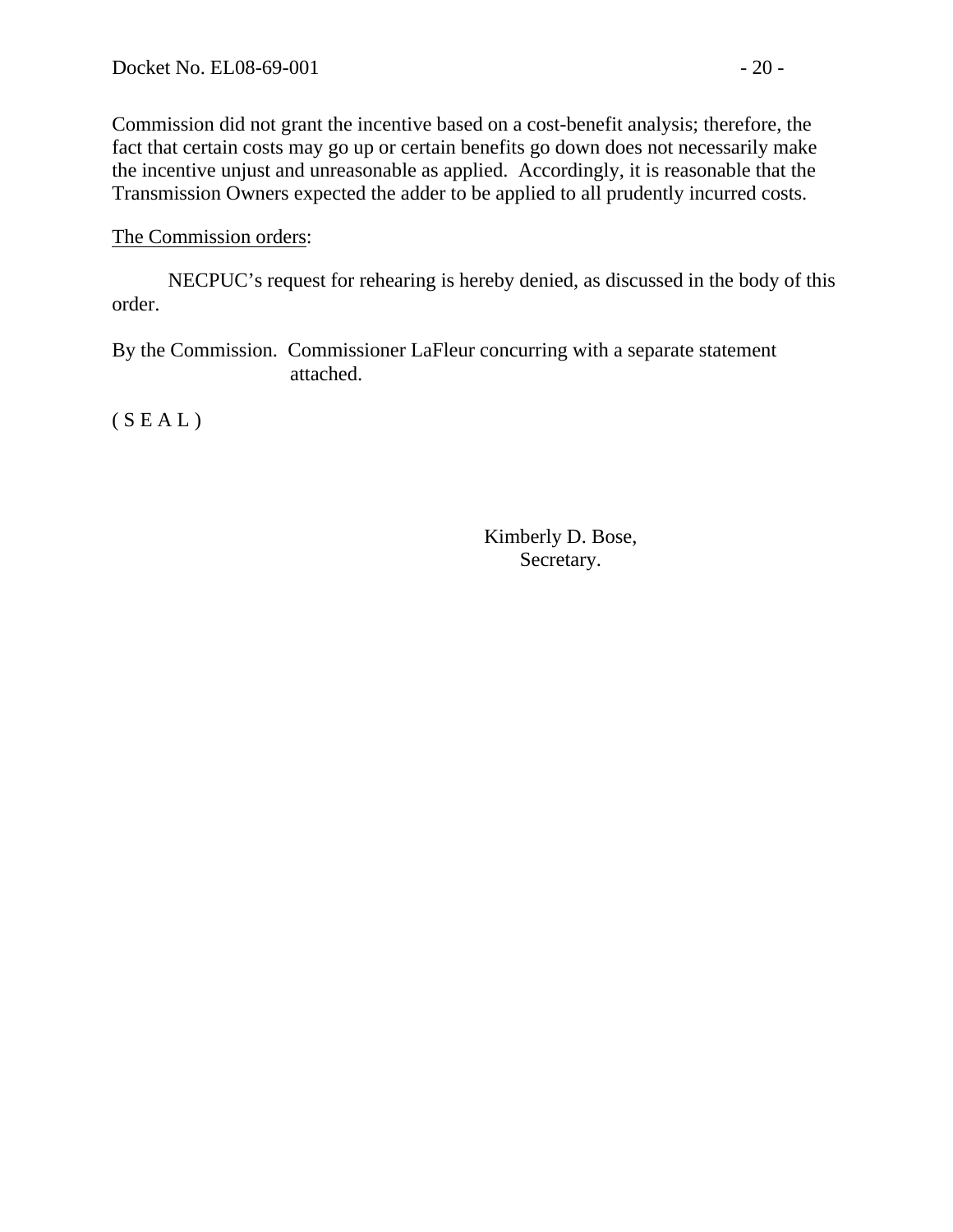Commission did not grant the incentive based on a cost-benefit analysis; therefore, the fact that certain costs may go up or certain benefits go down does not necessarily make the incentive unjust and unreasonable as applied. Accordingly, it is reasonable that the Transmission Owners expected the adder to be applied to all prudently incurred costs.

The Commission orders:

NECPUC's request for rehearing is hereby denied, as discussed in the body of this order.

By the Commission. Commissioner LaFleur concurring with a separate statement attached.

( S E A L )

Kimberly D. Bose,
Secretary.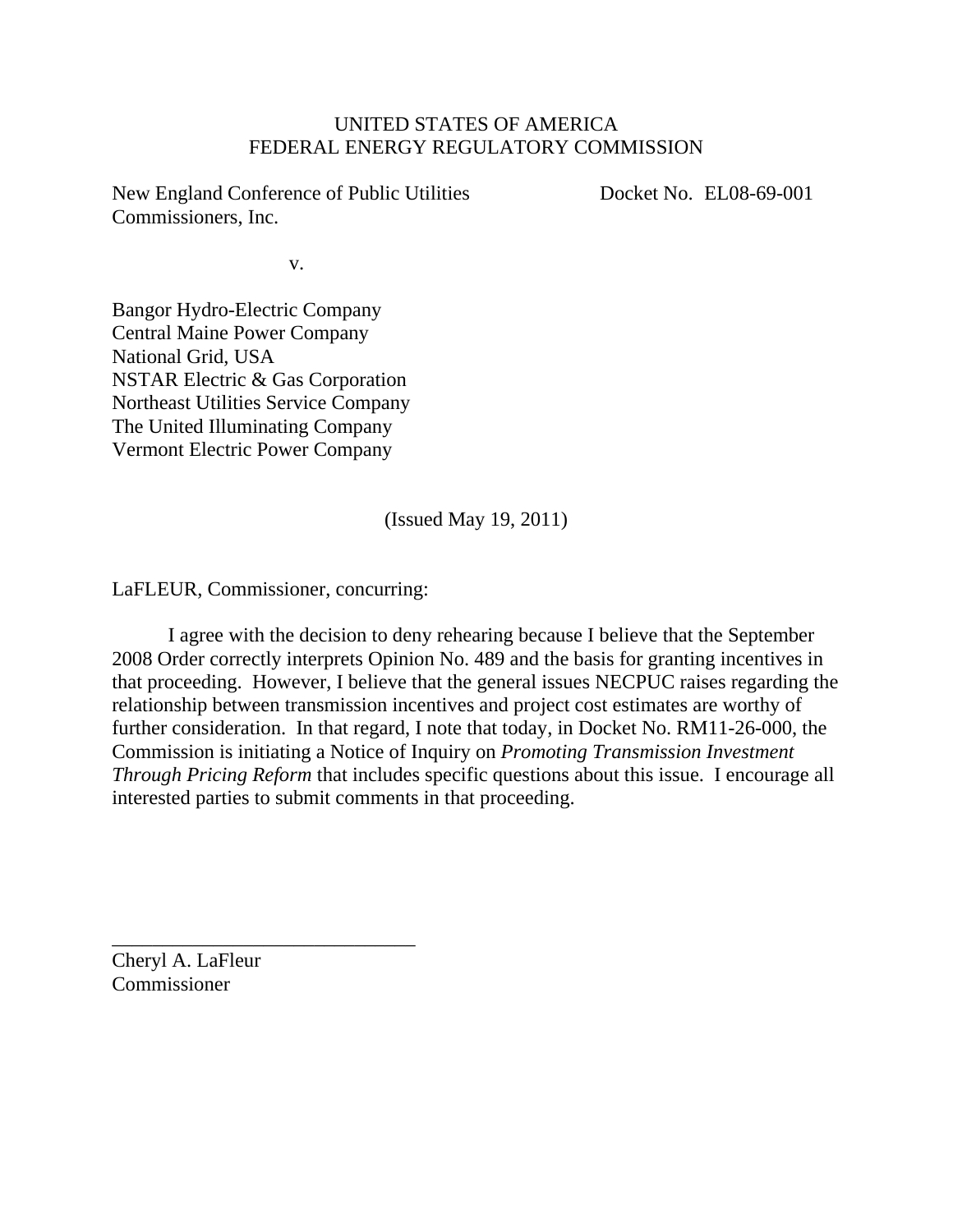UNITED STATES OF AMERICA
FEDERAL ENERGY REGULATORY COMMISSION

New England Conference of Public Utilities Commissioners, Inc.

Docket No. EL08-69-001

v.

Bangor Hydro-Electric Company
Central Maine Power Company
National Grid, USA
NSTAR Electric & Gas Corporation
Northeast Utilities Service Company
The United Illuminating Company
Vermont Electric Power Company

(Issued May 19, 2011)

LaFLEUR, Commissioner, concurring:

I agree with the decision to deny rehearing because I believe that the September 2008 Order correctly interprets Opinion No. 489 and the basis for granting incentives in that proceeding. However, I believe that the general issues NECPUC raises regarding the relationship between transmission incentives and project cost estimates are worthy of further consideration. In that regard, I note that today, in Docket No. RM11-26-000, the Commission is initiating a Notice of Inquiry on *Promoting Transmission Investment Through Pricing Reform* that includes specific questions about this issue. I encourage all interested parties to submit comments in that proceeding.

\_\_\_\_\_\_\_\_\_\_\_\_\_\_\_\_\_\_\_\_\_\_\_\_\_\_\_\_\_\_

Cheryl A. LaFleur
Commissioner